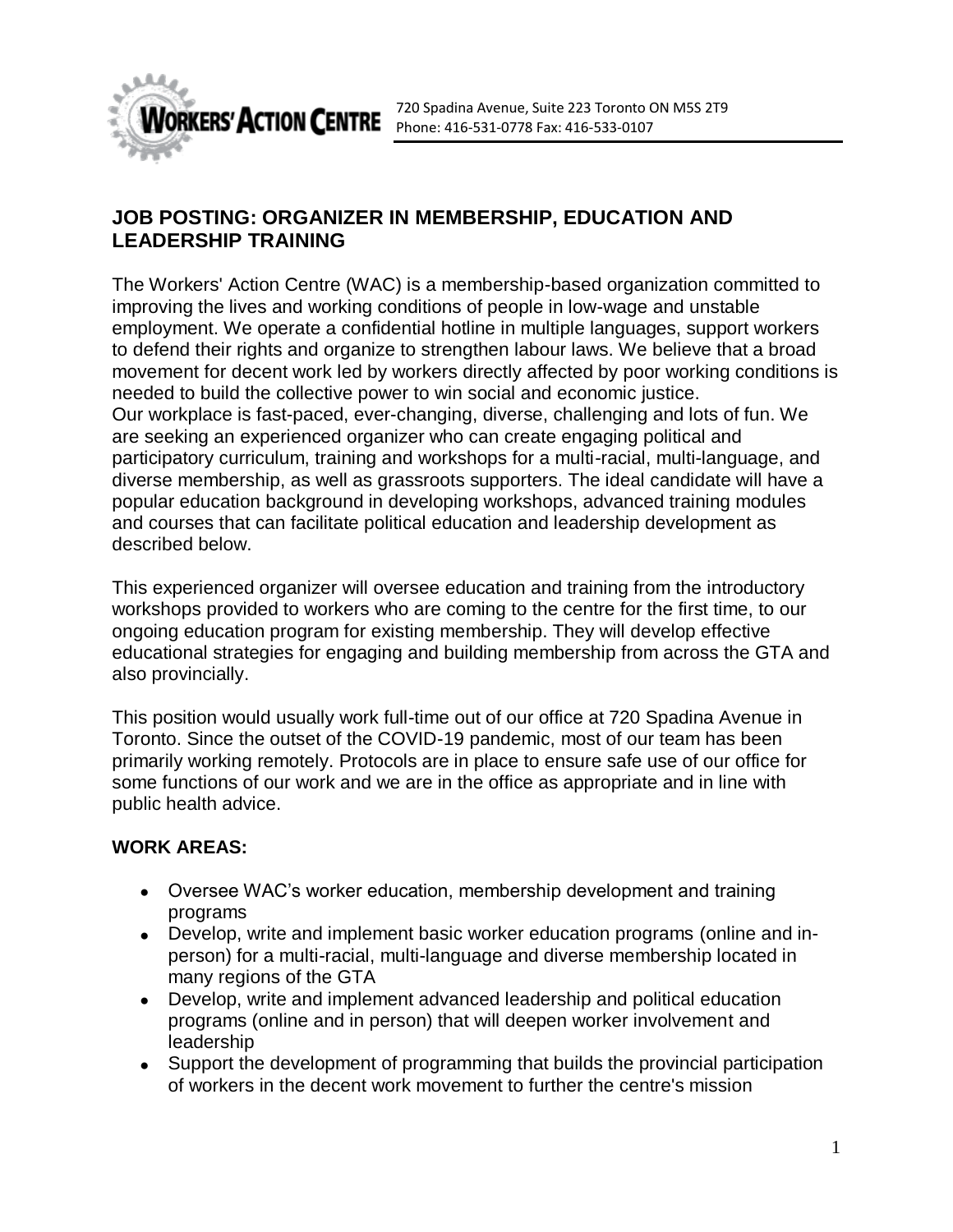WORKERS' ACTION CENTRE 720 Spadina Avenue, Suite 223 Toronto ON M5S 2T9
Phone: 416-531-0778 Fax: 416-533-0107

## JOB POSTING: ORGANIZER IN MEMBERSHIP, EDUCATION AND LEADERSHIP TRAINING

The Workers' Action Centre (WAC) is a membership-based organization committed to improving the lives and working conditions of people in low-wage and unstable employment. We operate a confidential hotline in multiple languages, support workers to defend their rights and organize to strengthen labour laws. We believe that a broad movement for decent work led by workers directly affected by poor working conditions is needed to build the collective power to win social and economic justice.
Our workplace is fast-paced, ever-changing, diverse, challenging and lots of fun. We are seeking an experienced organizer who can create engaging political and participatory curriculum, training and workshops for a multi-racial, multi-language, and diverse membership, as well as grassroots supporters. The ideal candidate will have a popular education background in developing workshops, advanced training modules and courses that can facilitate political education and leadership development as described below.

This experienced organizer will oversee education and training from the introductory workshops provided to workers who are coming to the centre for the first time, to our ongoing education program for existing membership. They will develop effective educational strategies for engaging and building membership from across the GTA and also provincially.

This position would usually work full-time out of our office at 720 Spadina Avenue in Toronto. Since the outset of the COVID-19 pandemic, most of our team has been primarily working remotely. Protocols are in place to ensure safe use of our office for some functions of our work and we are in the office as appropriate and in line with public health advice.

### WORK AREAS:

- Oversee WAC's worker education, membership development and training programs
- Develop, write and implement basic worker education programs (online and in-person) for a multi-racial, multi-language and diverse membership located in many regions of the GTA
- Develop, write and implement advanced leadership and political education programs (online and in person) that will deepen worker involvement and leadership
- Support the development of programming that builds the provincial participation of workers in the decent work movement to further the centre's mission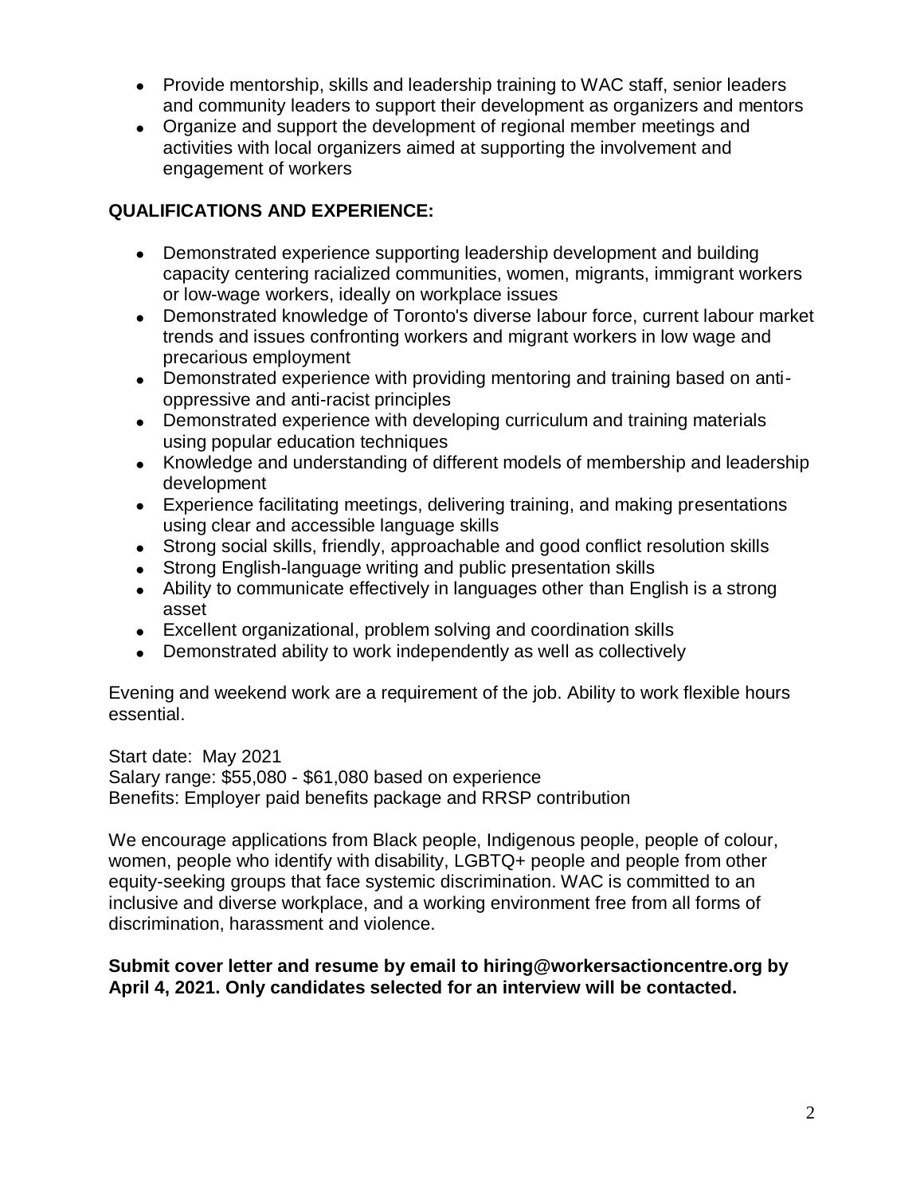- Provide mentorship, skills and leadership training to WAC staff, senior leaders and community leaders to support their development as organizers and mentors
- Organize and support the development of regional member meetings and activities with local organizers aimed at supporting the involvement and engagement of workers

**QUALIFICATIONS AND EXPERIENCE:**

- Demonstrated experience supporting leadership development and building capacity centering racialized communities, women, migrants, immigrant workers or low-wage workers, ideally on workplace issues
- Demonstrated knowledge of Toronto's diverse labour force, current labour market trends and issues confronting workers and migrant workers in low wage and precarious employment
- Demonstrated experience with providing mentoring and training based on anti-oppressive and anti-racist principles
- Demonstrated experience with developing curriculum and training materials using popular education techniques
- Knowledge and understanding of different models of membership and leadership development
- Experience facilitating meetings, delivering training, and making presentations using clear and accessible language skills
- Strong social skills, friendly, approachable and good conflict resolution skills
- Strong English-language writing and public presentation skills
- Ability to communicate effectively in languages other than English is a strong asset
- Excellent organizational, problem solving and coordination skills
- Demonstrated ability to work independently as well as collectively

Evening and weekend work are a requirement of the job. Ability to work flexible hours essential.

Start date: May 2021
Salary range: $55,080 - $61,080 based on experience
Benefits: Employer paid benefits package and RRSP contribution

We encourage applications from Black people, Indigenous people, people of colour, women, people who identify with disability, LGBTQ+ people and people from other equity-seeking groups that face systemic discrimination. WAC is committed to an inclusive and diverse workplace, and a working environment free from all forms of discrimination, harassment and violence.

**Submit cover letter and resume by email to hiring@workersactioncentre.org by April 4, 2021. Only candidates selected for an interview will be contacted.**